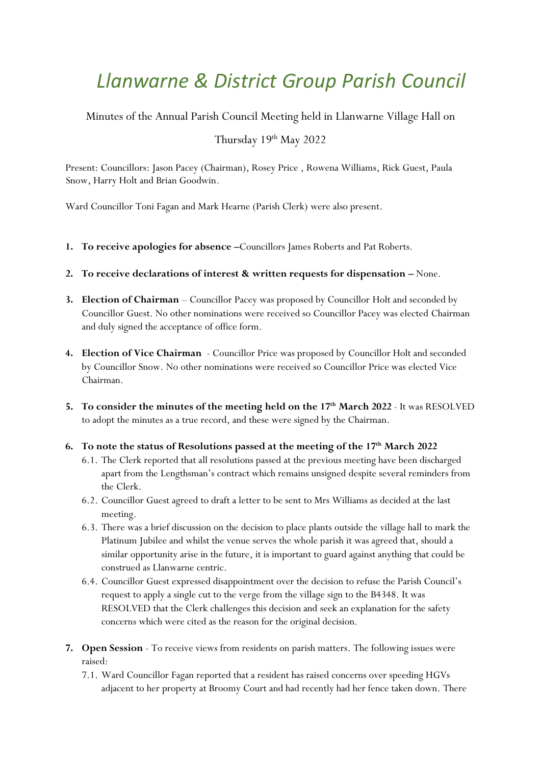# *Llanwarne & District Group Parish Council*

Minutes of the Annual Parish Council Meeting held in Llanwarne Village Hall on

Thursday 19th May 2022

Present: Councillors: Jason Pacey (Chairman), Rosey Price , Rowena Williams, Rick Guest, Paula Snow, Harry Holt and Brian Goodwin.

Ward Councillor Toni Fagan and Mark Hearne (Parish Clerk) were also present.

1. **To receive apologies for absence –**Councillors James Roberts and Pat Roberts.
2. **To receive declarations of interest & written requests for dispensation –** None.
3. **Election of Chairman** – Councillor Pacey was proposed by Councillor Holt and seconded by Councillor Guest. No other nominations were received so Councillor Pacey was elected Chairman and duly signed the acceptance of office form.
4. **Election of Vice Chairman** - Councillor Price was proposed by Councillor Holt and seconded by Councillor Snow. No other nominations were received so Councillor Price was elected Vice Chairman.
5. **To consider the minutes of the meeting held on the 17th March 2022** - It was RESOLVED to adopt the minutes as a true record, and these were signed by the Chairman.
6. **To note the status of Resolutions passed at the meeting of the 17th March 2022**
   - 6.1. The Clerk reported that all resolutions passed at the previous meeting have been discharged apart from the Lengthsman's contract which remains unsigned despite several reminders from the Clerk.
   - 6.2. Councillor Guest agreed to draft a letter to be sent to Mrs Williams as decided at the last meeting.
   - 6.3. There was a brief discussion on the decision to place plants outside the village hall to mark the Platinum Jubilee and whilst the venue serves the whole parish it was agreed that, should a similar opportunity arise in the future, it is important to guard against anything that could be construed as Llanwarne centric.
   - 6.4. Councillor Guest expressed disappointment over the decision to refuse the Parish Council's request to apply a single cut to the verge from the village sign to the B4348. It was RESOLVED that the Clerk challenges this decision and seek an explanation for the safety concerns which were cited as the reason for the original decision.
7. **Open Session** - To receive views from residents on parish matters. The following issues were raised:
   - 7.1. Ward Councillor Fagan reported that a resident has raised concerns over speeding HGVs adjacent to her property at Broomy Court and had recently had her fence taken down. There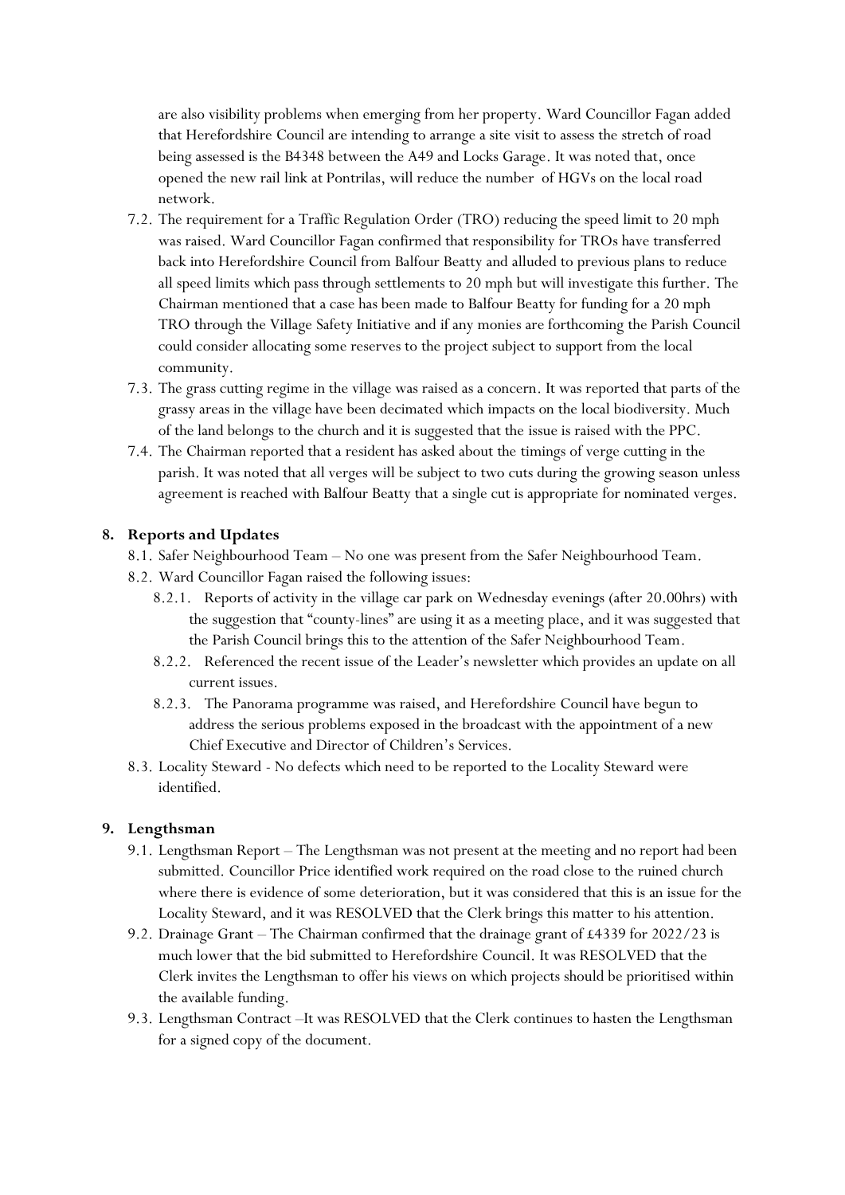are also visibility problems when emerging from her property. Ward Councillor Fagan added that Herefordshire Council are intending to arrange a site visit to assess the stretch of road being assessed is the B4348 between the A49 and Locks Garage. It was noted that, once opened the new rail link at Pontrilas, will reduce the number of HGVs on the local road network.

7.2. The requirement for a Traffic Regulation Order (TRO) reducing the speed limit to 20 mph was raised. Ward Councillor Fagan confirmed that responsibility for TROs have transferred back into Herefordshire Council from Balfour Beatty and alluded to previous plans to reduce all speed limits which pass through settlements to 20 mph but will investigate this further. The Chairman mentioned that a case has been made to Balfour Beatty for funding for a 20 mph TRO through the Village Safety Initiative and if any monies are forthcoming the Parish Council could consider allocating some reserves to the project subject to support from the local community.

7.3. The grass cutting regime in the village was raised as a concern. It was reported that parts of the grassy areas in the village have been decimated which impacts on the local biodiversity. Much of the land belongs to the church and it is suggested that the issue is raised with the PPC.

7.4. The Chairman reported that a resident has asked about the timings of verge cutting in the parish. It was noted that all verges will be subject to two cuts during the growing season unless agreement is reached with Balfour Beatty that a single cut is appropriate for nominated verges.

## 8. Reports and Updates

8.1. Safer Neighbourhood Team – No one was present from the Safer Neighbourhood Team.

8.2. Ward Councillor Fagan raised the following issues:

8.2.1. Reports of activity in the village car park on Wednesday evenings (after 20.00hrs) with the suggestion that "county-lines" are using it as a meeting place, and it was suggested that the Parish Council brings this to the attention of the Safer Neighbourhood Team.

8.2.2. Referenced the recent issue of the Leader's newsletter which provides an update on all current issues.

8.2.3. The Panorama programme was raised, and Herefordshire Council have begun to address the serious problems exposed in the broadcast with the appointment of a new Chief Executive and Director of Children's Services.

8.3. Locality Steward - No defects which need to be reported to the Locality Steward were identified.

## 9. Lengthsman

9.1. Lengthsman Report – The Lengthsman was not present at the meeting and no report had been submitted. Councillor Price identified work required on the road close to the ruined church where there is evidence of some deterioration, but it was considered that this is an issue for the Locality Steward, and it was RESOLVED that the Clerk brings this matter to his attention.

9.2. Drainage Grant – The Chairman confirmed that the drainage grant of £4339 for 2022/23 is much lower that the bid submitted to Herefordshire Council. It was RESOLVED that the Clerk invites the Lengthsman to offer his views on which projects should be prioritised within the available funding.

9.3. Lengthsman Contract –It was RESOLVED that the Clerk continues to hasten the Lengthsman for a signed copy of the document.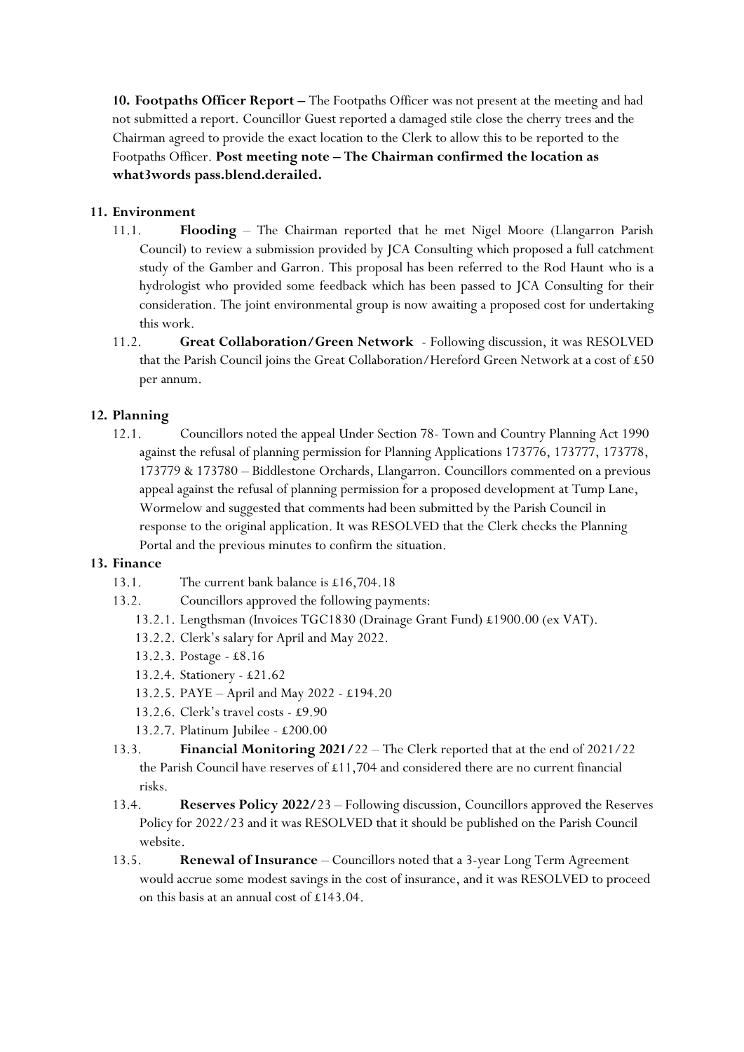**10. Footpaths Officer Report –** The Footpaths Officer was not present at the meeting and had not submitted a report. Councillor Guest reported a damaged stile close the cherry trees and the Chairman agreed to provide the exact location to the Clerk to allow this to be reported to the Footpaths Officer. **Post meeting note – The Chairman confirmed the location as what3words pass.blend.derailed.**

**11. Environment**

11.1. **Flooding** – The Chairman reported that he met Nigel Moore (Llangarron Parish Council) to review a submission provided by JCA Consulting which proposed a full catchment study of the Gamber and Garron. This proposal has been referred to the Rod Haunt who is a hydrologist who provided some feedback which has been passed to JCA Consulting for their consideration. The joint environmental group is now awaiting a proposed cost for undertaking this work.

11.2. **Great Collaboration/Green Network** - Following discussion, it was RESOLVED that the Parish Council joins the Great Collaboration/Hereford Green Network at a cost of £50 per annum.

**12. Planning**

12.1. Councillors noted the appeal Under Section 78- Town and Country Planning Act 1990 against the refusal of planning permission for Planning Applications 173776, 173777, 173778, 173779 & 173780 – Biddlestone Orchards, Llangarron. Councillors commented on a previous appeal against the refusal of planning permission for a proposed development at Tump Lane, Wormelow and suggested that comments had been submitted by the Parish Council in response to the original application. It was RESOLVED that the Clerk checks the Planning Portal and the previous minutes to confirm the situation.

**13. Finance**

13.1. The current bank balance is £16,704.18

13.2. Councillors approved the following payments:

13.2.1. Lengthsman (Invoices TGC1830 (Drainage Grant Fund) £1900.00 (ex VAT).

13.2.2. Clerk's salary for April and May 2022.

13.2.3. Postage - £8.16

13.2.4. Stationery - £21.62

13.2.5. PAYE – April and May 2022 - £194.20

13.2.6. Clerk's travel costs - £9.90

13.2.7. Platinum Jubilee - £200.00

13.3. **Financial Monitoring 2021/**22 – The Clerk reported that at the end of 2021/22 the Parish Council have reserves of £11,704 and considered there are no current financial risks.

13.4. **Reserves Policy 2022/**23 – Following discussion, Councillors approved the Reserves Policy for 2022/23 and it was RESOLVED that it should be published on the Parish Council website.

13.5. **Renewal of Insurance** – Councillors noted that a 3-year Long Term Agreement would accrue some modest savings in the cost of insurance, and it was RESOLVED to proceed on this basis at an annual cost of £143.04.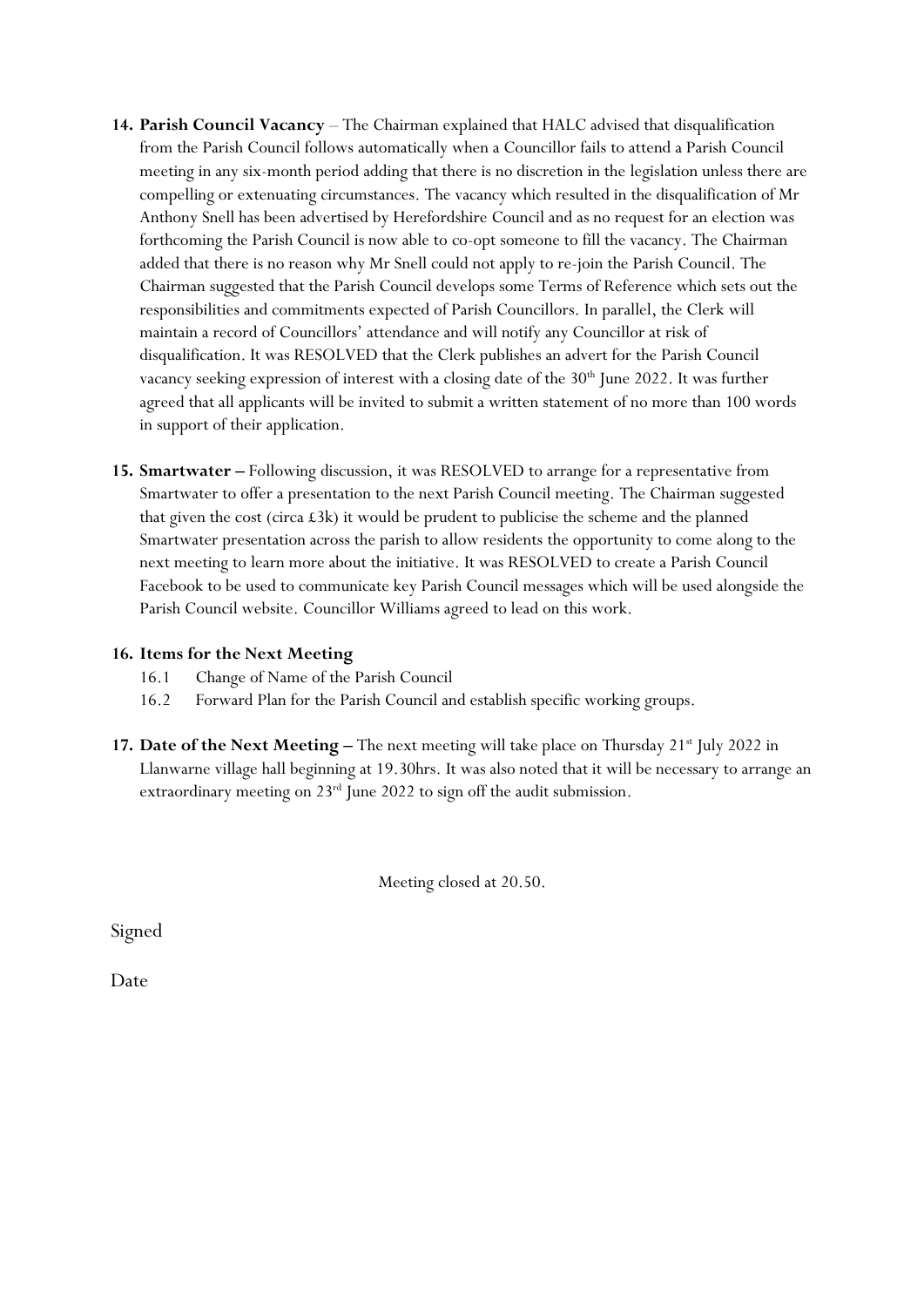14. **Parish Council Vacancy** – The Chairman explained that HALC advised that disqualification from the Parish Council follows automatically when a Councillor fails to attend a Parish Council meeting in any six-month period adding that there is no discretion in the legislation unless there are compelling or extenuating circumstances. The vacancy which resulted in the disqualification of Mr Anthony Snell has been advertised by Herefordshire Council and as no request for an election was forthcoming the Parish Council is now able to co-opt someone to fill the vacancy. The Chairman added that there is no reason why Mr Snell could not apply to re-join the Parish Council. The Chairman suggested that the Parish Council develops some Terms of Reference which sets out the responsibilities and commitments expected of Parish Councillors. In parallel, the Clerk will maintain a record of Councillors' attendance and will notify any Councillor at risk of disqualification. It was RESOLVED that the Clerk publishes an advert for the Parish Council vacancy seeking expression of interest with a closing date of the 30th June 2022. It was further agreed that all applicants will be invited to submit a written statement of no more than 100 words in support of their application.

15. **Smartwater –** Following discussion, it was RESOLVED to arrange for a representative from Smartwater to offer a presentation to the next Parish Council meeting. The Chairman suggested that given the cost (circa £3k) it would be prudent to publicise the scheme and the planned Smartwater presentation across the parish to allow residents the opportunity to come along to the next meeting to learn more about the initiative. It was RESOLVED to create a Parish Council Facebook to be used to communicate key Parish Council messages which will be used alongside the Parish Council website. Councillor Williams agreed to lead on this work.

16. **Items for the Next Meeting**
    - 16.1 Change of Name of the Parish Council
    - 16.2 Forward Plan for the Parish Council and establish specific working groups.

17. **Date of the Next Meeting –** The next meeting will take place on Thursday 21st July 2022 in Llanwarne village hall beginning at 19.30hrs. It was also noted that it will be necessary to arrange an extraordinary meeting on 23rd June 2022 to sign off the audit submission.

Meeting closed at 20.50.

Signed

Date